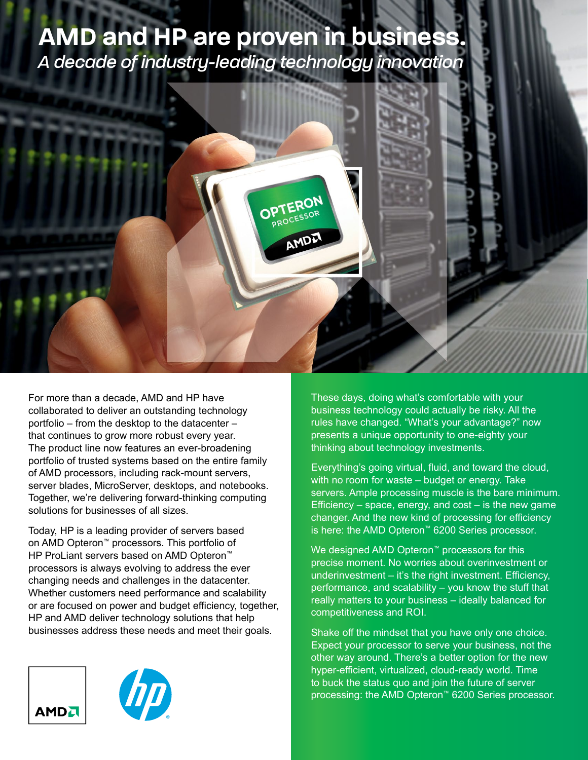# AMD and HP are proven in business.

*A decade of industry-leading technology innovation*

For more than a decade, AMD and HP have collaborated to deliver an outstanding technology portfolio – from the desktop to the datacenter – that continues to grow more robust every year. The product line now features an ever-broadening portfolio of trusted systems based on the entire family of AMD processors, including rack-mount servers, server blades, MicroServer, desktops, and notebooks. Together, we're delivering forward-thinking computing solutions for businesses of all sizes.

Today, HP is a leading provider of servers based on AMD Opteron™ processors. This portfolio of HP ProLiant servers based on AMD Opteron™ processors is always evolving to address the ever changing needs and challenges in the datacenter. Whether customers need performance and scalability or are focused on power and budget efficiency, together, HP and AMD deliver technology solutions that help businesses address these needs and meet their goals.

These days, doing what's comfortable with your business technology could actually be risky. All the rules have changed. "What's your advantage?" now presents a unique opportunity to one-eighty your thinking about technology investments.

Everything's going virtual, fluid, and toward the cloud, with no room for waste – budget or energy. Take servers. Ample processing muscle is the bare minimum. Efficiency – space, energy, and cost – is the new game changer. And the new kind of processing for efficiency is here: the AMD Opteron™ 6200 Series processor.

We designed AMD Opteron™ processors for this precise moment. No worries about overinvestment or underinvestment – it's the right investment. Efficiency, performance, and scalability – you know the stuff that really matters to your business – ideally balanced for competitiveness and ROI.

Shake off the mindset that you have only one choice. Expect your processor to serve your business, not the other way around. There's a better option for the new hyper-efficient, virtualized, cloud-ready world. Time to buck the status quo and join the future of server processing: the AMD Opteron™ 6200 Series processor.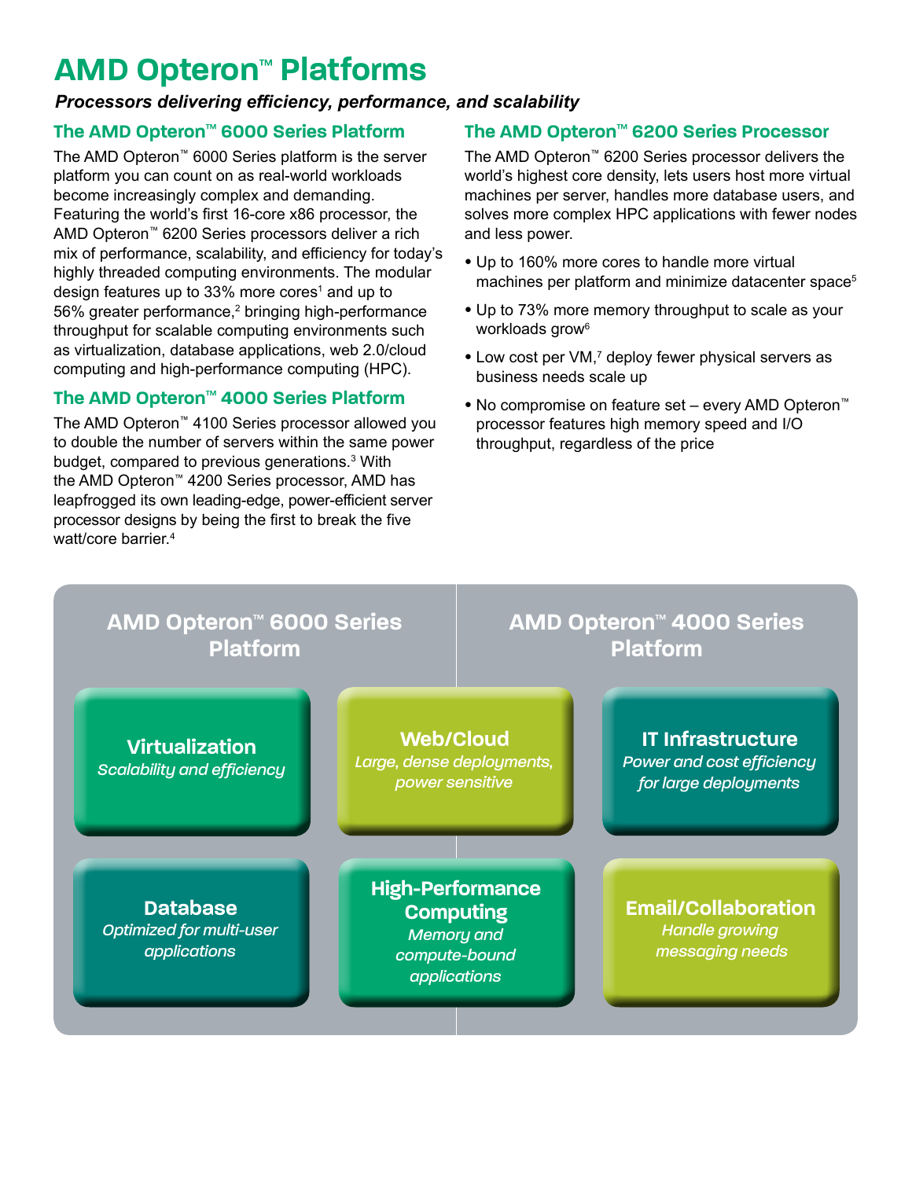# AMD Opteron™ Platforms

***Processors delivering efficiency, performance, and scalability***

## The AMD Opteron™ 6000 Series Platform

The AMD Opteron™ 6000 Series platform is the server platform you can count on as real-world workloads become increasingly complex and demanding. Featuring the world's first 16-core x86 processor, the AMD Opteron™ 6200 Series processors deliver a rich mix of performance, scalability, and efficiency for today's highly threaded computing environments. The modular design features up to 33% more cores[1] and up to 56% greater performance,[2] bringing high-performance throughput for scalable computing environments such as virtualization, database applications, web 2.0/cloud computing and high-performance computing (HPC).

## The AMD Opteron™ 4000 Series Platform

The AMD Opteron™ 4100 Series processor allowed you to double the number of servers within the same power budget, compared to previous generations.[3] With the AMD Opteron™ 4200 Series processor, AMD has leapfrogged its own leading-edge, power-efficient server processor designs by being the first to break the five watt/core barrier.[4]

## The AMD Opteron™ 6200 Series Processor

The AMD Opteron™ 6200 Series processor delivers the world's highest core density, lets users host more virtual machines per server, handles more database users, and solves more complex HPC applications with fewer nodes and less power.

- Up to 160% more cores to handle more virtual machines per platform and minimize datacenter space[5]
- Up to 73% more memory throughput to scale as your workloads grow[6]
- Low cost per VM,[7] deploy fewer physical servers as business needs scale up
- No compromise on feature set – every AMD Opteron™ processor features high memory speed and I/O throughput, regardless of the price

| AMD Opteron™ 6000 Series Platform | | AMD Opteron™ 4000 Series Platform |
|---|---|---|
| **Virtualization** *Scalability and efficiency* | **Web/Cloud** *Large, dense deployments, power sensitive* | **IT Infrastructure** *Power and cost efficiency for large deployments* |
| **Database** *Optimized for multi-user applications* | **High-Performance Computing** *Memory and compute-bound applications* | **Email/Collaboration** *Handle growing messaging needs* |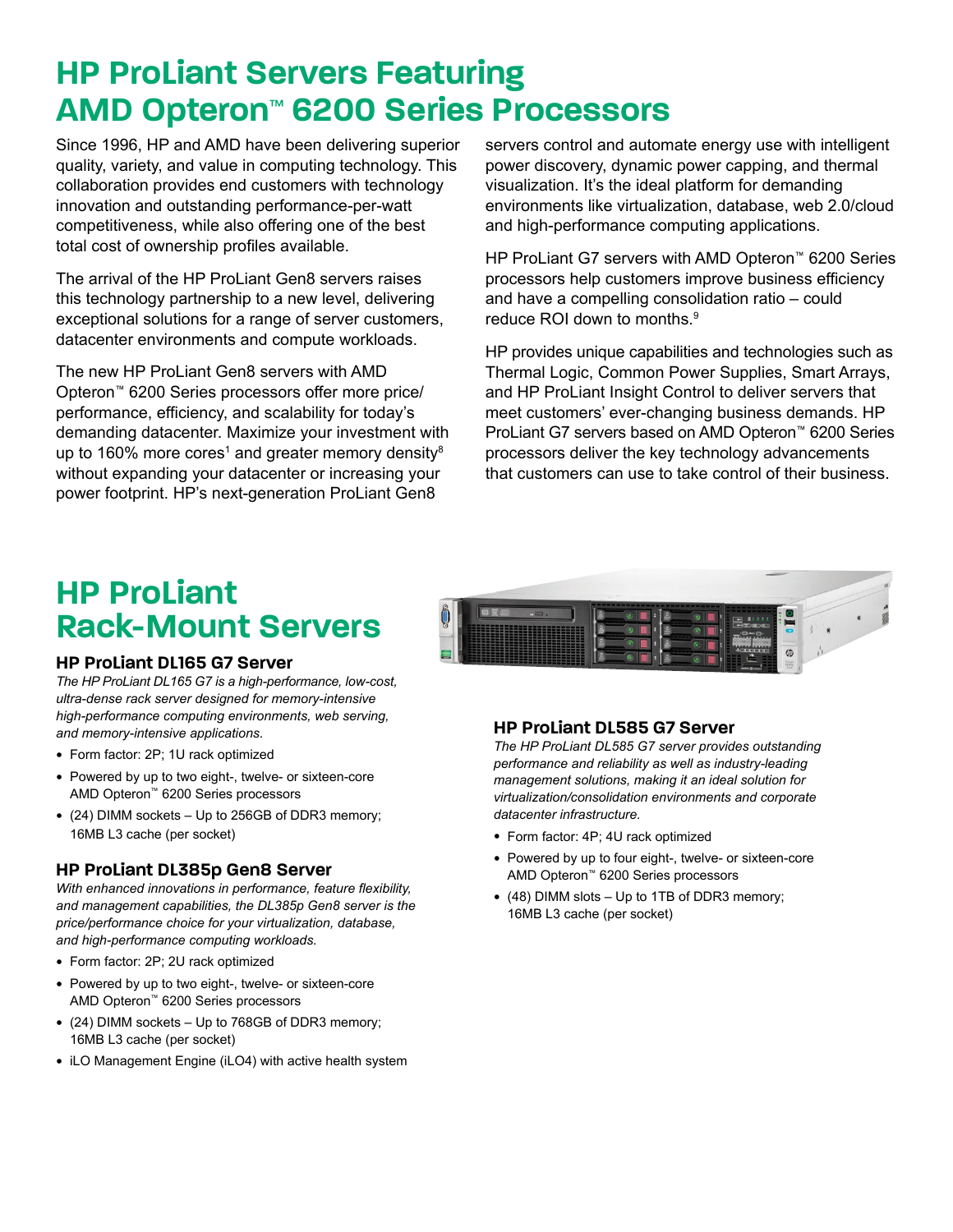# HP ProLiant Servers Featuring AMD Opteron™ 6200 Series Processors

Since 1996, HP and AMD have been delivering superior quality, variety, and value in computing technology. This collaboration provides end customers with technology innovation and outstanding performance-per-watt competitiveness, while also offering one of the best total cost of ownership profiles available.

The arrival of the HP ProLiant Gen8 servers raises this technology partnership to a new level, delivering exceptional solutions for a range of server customers, datacenter environments and compute workloads.

The new HP ProLiant Gen8 servers with AMD Opteron™ 6200 Series processors offer more price/performance, efficiency, and scalability for today's demanding datacenter. Maximize your investment with up to 160% more cores[1] and greater memory density[8] without expanding your datacenter or increasing your power footprint. HP's next-generation ProLiant Gen8 servers control and automate energy use with intelligent power discovery, dynamic power capping, and thermal visualization. It's the ideal platform for demanding environments like virtualization, database, web 2.0/cloud and high-performance computing applications.

HP ProLiant G7 servers with AMD Opteron™ 6200 Series processors help customers improve business efficiency and have a compelling consolidation ratio – could reduce ROI down to months.[9]

HP provides unique capabilities and technologies such as Thermal Logic, Common Power Supplies, Smart Arrays, and HP ProLiant Insight Control to deliver servers that meet customers' ever-changing business demands. HP ProLiant G7 servers based on AMD Opteron™ 6200 Series processors deliver the key technology advancements that customers can use to take control of their business.

# HP ProLiant Rack-Mount Servers

### HP ProLiant DL165 G7 Server

*The HP ProLiant DL165 G7 is a high-performance, low-cost, ultra-dense rack server designed for memory-intensive high-performance computing environments, web serving, and memory-intensive applications.*

- Form factor: 2P; 1U rack optimized
- Powered by up to two eight-, twelve- or sixteen-core AMD Opteron™ 6200 Series processors
- (24) DIMM sockets – Up to 256GB of DDR3 memory; 16MB L3 cache (per socket)

### HP ProLiant DL385p Gen8 Server

*With enhanced innovations in performance, feature flexibility, and management capabilities, the DL385p Gen8 server is the price/performance choice for your virtualization, database, and high-performance computing workloads.*

- Form factor: 2P; 2U rack optimized
- Powered by up to two eight-, twelve- or sixteen-core AMD Opteron™ 6200 Series processors
- (24) DIMM sockets – Up to 768GB of DDR3 memory; 16MB L3 cache (per socket)
- iLO Management Engine (iLO4) with active health system

### HP ProLiant DL585 G7 Server

*The HP ProLiant DL585 G7 server provides outstanding performance and reliability as well as industry-leading management solutions, making it an ideal solution for virtualization/consolidation environments and corporate datacenter infrastructure.*

- Form factor: 4P; 4U rack optimized
- Powered by up to four eight-, twelve- or sixteen-core AMD Opteron™ 6200 Series processors
- (48) DIMM slots – Up to 1TB of DDR3 memory; 16MB L3 cache (per socket)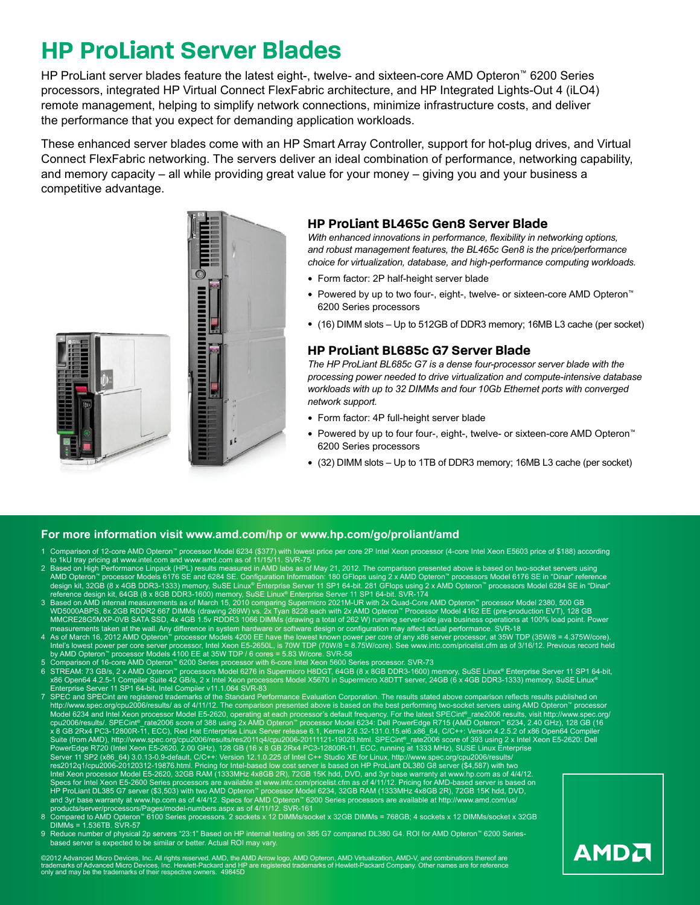# HP ProLiant Server Blades

HP ProLiant server blades feature the latest eight-, twelve- and sixteen-core AMD Opteron™ 6200 Series processors, integrated HP Virtual Connect FlexFabric architecture, and HP Integrated Lights-Out 4 (iLO4) remote management, helping to simplify network connections, minimize infrastructure costs, and deliver the performance that you expect for demanding application workloads.

These enhanced server blades come with an HP Smart Array Controller, support for hot-plug drives, and Virtual Connect FlexFabric networking. The servers deliver an ideal combination of performance, networking capability, and memory capacity – all while providing great value for your money – giving you and your business a competitive advantage.

### HP ProLiant BL465c Gen8 Server Blade

*With enhanced innovations in performance, flexibility in networking options, and robust management features, the BL465c Gen8 is the price/performance choice for virtualization, database, and high-performance computing workloads.*

- Form factor: 2P half-height server blade
- Powered by up to two four-, eight-, twelve- or sixteen-core AMD Opteron™ 6200 Series processors
- (16) DIMM slots – Up to 512GB of DDR3 memory; 16MB L3 cache (per socket)

### HP ProLiant BL685c G7 Server Blade

*The HP ProLiant BL685c G7 is a dense four-processor server blade with the processing power needed to drive virtualization and compute-intensive database workloads with up to 32 DIMMs and four 10Gb Ethernet ports with converged network support.*

- Form factor: 4P full-height server blade
- Powered by up to four four-, eight-, twelve- or sixteen-core AMD Opteron™ 6200 Series processors
- (32) DIMM slots – Up to 1TB of DDR3 memory; 16MB L3 cache (per socket)

**For more information visit www.amd.com/hp or www.hp.com/go/proliant/amd**

1. Comparison of 12-core AMD Opteron™ processor Model 6234 ($377) with lowest price per core 2P Intel Xeon processor (4-core Intel Xeon E5603 price of $188) according to 1kU tray pricing at www.intel.com and www.amd.com as of 11/15/11. SVR-75
2. Based on High Performance Linpack (HPL) results measured in AMD labs as of May 21, 2012. The comparison presented above is based on two-socket servers using AMD Opteron™ processor Models 6176 SE and 6284 SE. Configuration Information: 180 GFlops using 2 x AMD Opteron™ processors Models 6176 SE in "Dinar" reference design kit, 32GB (8 x 4GB DDR3-1333) memory, SuSE Linux® Enterprise Server 11 SP1 64-bit. 281 GFlops using 2 x AMD Opteron™ processors Models 6284 SE in "Dinar" reference design kit, 64GB (8 x 8GB DDR3-1600) memory, SuSE Linux® Enterprise Server 11 SP1 64-bit. SVR-174
3. Based on AMD internal measurements as of March 15, 2010 comparing Supermicro 2021M-UR with 2x Quad-Core AMD Opteron™ processor Model 2380, 500 GB WD5000ABPS, 8x 2GB RDDR2 667 DIMMs (drawing 269W) vs. 2x Tyan 8228 each with 2x AMD Opteron™ Processor Model 4162 EE (pre-production EVT), 128 GB MMCRE28G5MXP-0VB SATA SSD, 4x 4GB 1.5v RDDR3 1066 DIMMs (drawing a total of 262 W) running server-side java business operations at 100% load point. Power measurements taken at the wall. Any difference in system hardware or software design or configuration may affect actual performance. SVR-18
4. As of March 16, 2012 AMD Opteron™ processor Models 4200 EE have the lowest known power per core of any x86 server processor, at 35W TDP (35W/8 = 4.375W/core). Intel's lowest power per core server processor, Intel Xeon E5-2650L, is 70W TDP (70W/8 = 8.75W/core). See www.intc.com/pricelist.cfm as of 3/16/12. Previous record held by AMD Opteron™ processor Models 4100 EE at 35W TDP / 6 cores = 5.83 W/core. SVR-58
5. Comparison of 16-core AMD Opteron™ 6200 Series processor with 6-core Intel Xeon 5600 Series processor. SVR-73
6. STREAM: 73 GB/s, 2 x AMD Opteron™ processors Model 6276 in Supermicro H8DGT, 64GB (8 x 8GB DDR3-1600) memory, SuSE Linux® Enterprise Server 11 SP1 64-bit, x86 Open64 4.2.5-1 Compiler Suite 42 GB/s, 2 x Intel Xeon processors Model X5670 in Supermicro X8DTT server, 24GB (6 x 4GB DDR3-1333) memory, SuSE Linux® Enterprise Server 11 SP1 64-bit, Intel Compiler v11.1.064 SVR-83
7. SPEC and SPECint are registered trademarks of the Standard Performance Evaluation Corporation. The results stated above comparison reflects results published on http://www.spec.org/cpu2006/results/ as of 4/11/12. The comparison presented above is based on the best performing two-socket servers using AMD Opteron™ processor Model 6234 and Intel Xeon processor Model E5-2620, operating at each processor's default frequency. For the latest SPECint® _rate2006 results, visit http://www.spec.org/cpu2006/results/. SPECint® _rate2006 score of 388 using 2x AMD Opteron™ processor Model 6234: Dell PowerEdge R715 (AMD Opteron™ 6234, 2.40 GHz), 128 GB (16 x 8 GB 2Rx4 PC3-12800R-11, ECC), Red Hat Enterprise Linux Server release 6.1, Kernel 2.6.32-131.0.15.el6.x86_64, C/C++: Version 4.2.5.2 of x86 Open64 Compiler Suite (from AMD), http://www.spec.org/cpu2006/results/res2011q4/cpu2006-20111121-19028.html. SPECint® _rate2006 score of 393 using 2 x Intel Xeon E5-2620: Dell PowerEdge R720 (Intel Xeon E5-2620, 2.00 GHz), 128 GB (16 x 8 GB 2Rx4 PC3-12800R-11, ECC, running at 1333 MHz), SUSE Linux Enterprise Server 11 SP2 (x86_64) 3.0.13-0.9-default, C/C++: Version 12.1.0.225 of Intel C++ Studio XE for Linux, http://www.spec.org/cpu2006/results/res2012q1/cpu2006-20120312-19876.html. Pricing for Intel-based low cost server is based on HP ProLiant DL380 G8 server ($4,587) with two Intel Xeon processor Model E5-2620, 32GB RAM (1333MHz 4x8GB 2R), 72GB 15K hdd, DVD, and 3yr base warranty at www.hp.com as of 4/4/12. Specs for Intel Xeon E5-2600 Series processors are available at www.intc.com/pricelist.cfm as of 4/11/12. Pricing for AMD-based server is based on HP ProLiant DL385 G7 server ($3,503) with two AMD Opteron™ processor Model 6234, 32GB RAM (1333MHz 4x8GB 2R), 72GB 15K hdd, DVD, and 3yr base warranty at www.hp.com as of 4/4/12. Specs for AMD Opteron™ 6200 Series processors are available at http://www.amd.com/us/products/server/processors/Pages/model-numbers.aspx as of 4/11/12. SVR-161
8. Compared to AMD Opteron™ 6100 Series processors. 2 sockets x 12 DIMMs/socket x 32GB DIMMs = 768GB; 4 sockets x 12 DIMMs/socket x 32GB DIMMs = 1.536TB. SVR-57
9. Reduce number of physical 2p servers "23:1" Based on HP internal testing on 385 G7 compared DL380 G4. ROI for AMD Opteron™ 6200 Series-based server is expected to be similar or better. Actual ROI may vary.

©2012 Advanced Micro Devices, Inc. All rights reserved. AMD, the AMD Arrow logo, AMD Opteron, AMD Virtualization, AMD-V, and combinations thereof are trademarks of Advanced Micro Devices, Inc. Hewlett-Packard and HP are registered trademarks of Hewlett-Packard Company. Other names are for reference only and may be the trademarks of their respective owners. 49845D

AMD